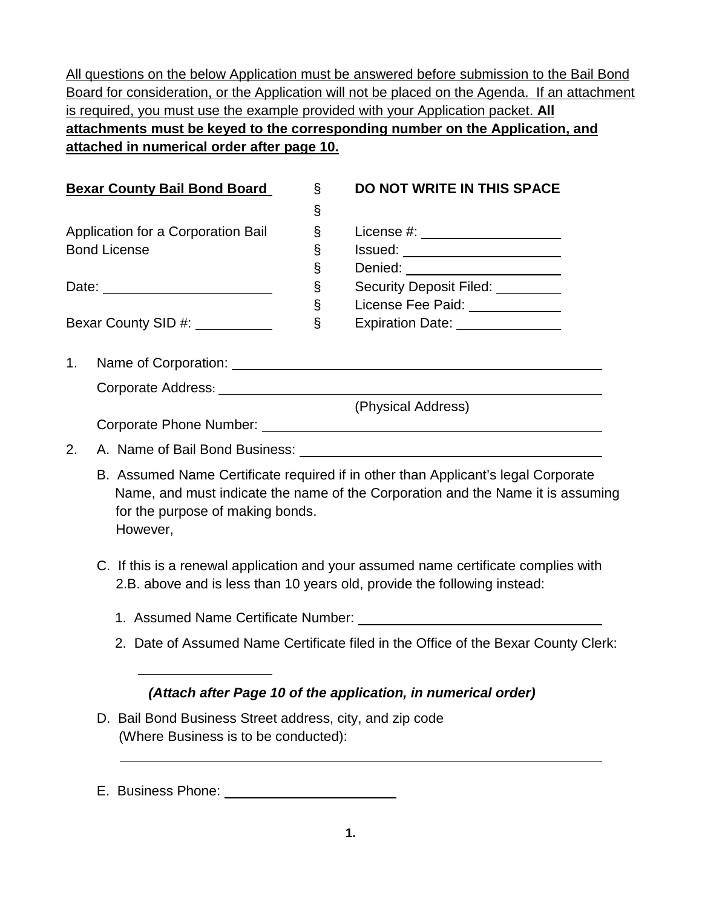All questions on the below Application must be answered before submission to the Bail Bond Board for consideration, or the Application will not be placed on the Agenda. If an attachment is required, you must use the example provided with your Application packet. **All attachments must be keyed to the corresponding number on the Application, and attached in numerical order after page 10.**

| **Bexar County Bail Bond Board** | § | **DO NOT WRITE IN THIS SPACE** |
|---|---|---|
| | § | |
| Application for a Corporation Bail Bond License | § | License #: ________________ |
| | § | Issued: ________________ |
| | § | Denied: ________________ |
| Date: ____________________ | § | Security Deposit Filed: ________ |
| | § | License Fee Paid: __________ |
| Bexar County SID #: _________ | § | Expiration Date: ___________ |

1. Name of Corporation: ______________________________________________

   Corporate Address: ______________________________________________
   (Physical Address)

   Corporate Phone Number: __________________________________________

2. A. Name of Bail Bond Business: ______________________________________

   B. Assumed Name Certificate required if in other than Applicant's legal Corporate Name, and must indicate the name of the Corporation and the Name it is assuming for the purpose of making bonds.
   However,

   C. If this is a renewal application and your assumed name certificate complies with 2.B. above and is less than 10 years old, provide the following instead:

   1. Assumed Name Certificate Number: ______________________________

   2. Date of Assumed Name Certificate filed in the Office of the Bexar County Clerk: ________________

   ***(Attach after Page 10 of the application, in numerical order)***

   D. Bail Bond Business Street address, city, and zip code
   (Where Business is to be conducted):

   ______________________________________________________________

   E. Business Phone: ______________________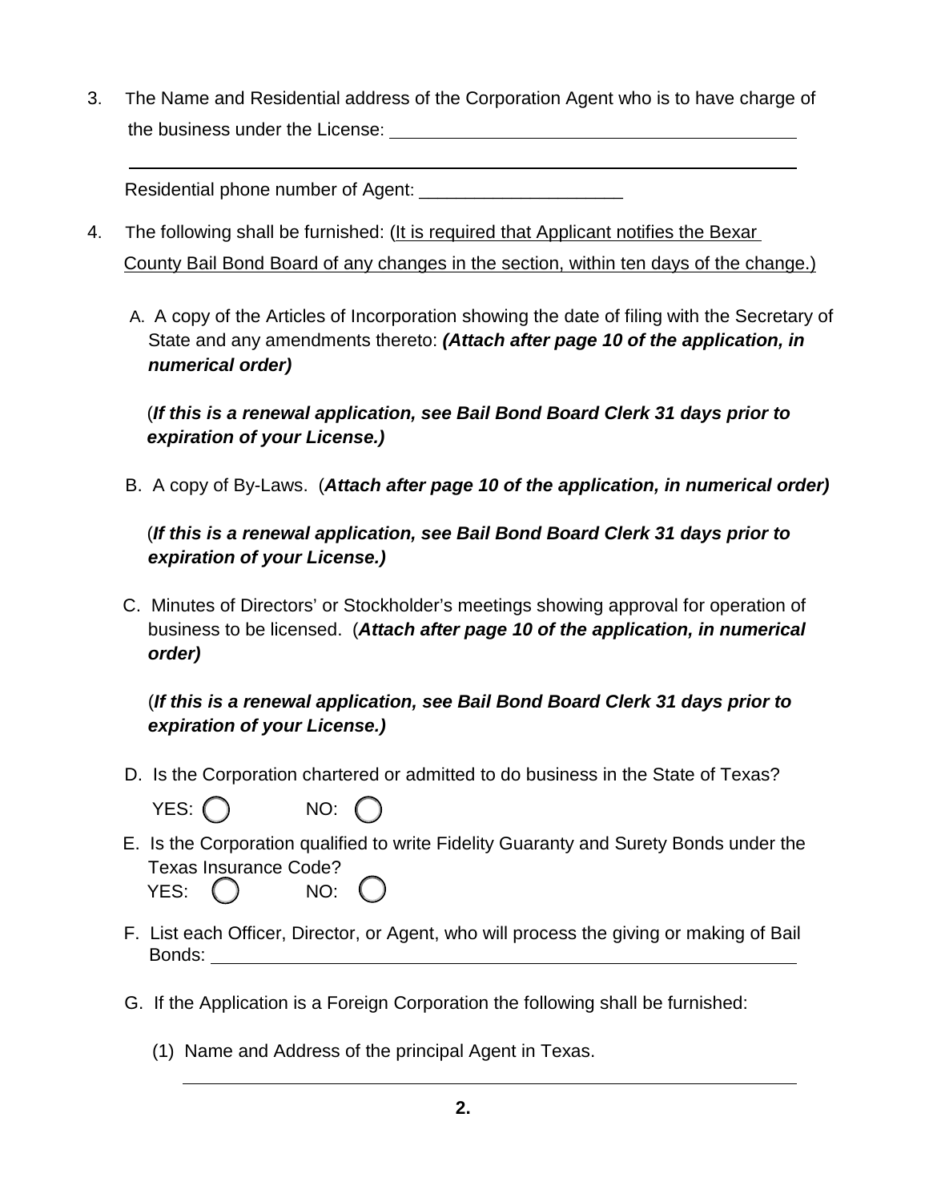3. The Name and Residential address of the Corporation Agent who is to have charge of the business under the License: ____________________________________________

   ______________________________________________________________________

   Residential phone number of Agent: ____________________

4. The following shall be furnished: (<u>It is required that Applicant notifies the Bexar County Bail Bond Board of any changes in the section, within ten days of the change.)</u>

   A. A copy of the Articles of Incorporation showing the date of filing with the Secretary of State and any amendments thereto: ***(Attach after page 10 of the application, in numerical order)***

   (***If this is a renewal application, see Bail Bond Board Clerk 31 days prior to expiration of your License.)***

   B. A copy of By-Laws. (***Attach after page 10 of the application, in numerical order)***

   (***If this is a renewal application, see Bail Bond Board Clerk 31 days prior to expiration of your License.)***

   C. Minutes of Directors' or Stockholder's meetings showing approval for operation of business to be licensed. (***Attach after page 10 of the application, in numerical order)***

   (***If this is a renewal application, see Bail Bond Board Clerk 31 days prior to expiration of your License.)***

   D. Is the Corporation chartered or admitted to do business in the State of Texas?

   YES: ◯ NO: ◯

   E. Is the Corporation qualified to write Fidelity Guaranty and Surety Bonds under the Texas Insurance Code?

   YES: ◯ NO: ◯

   F. List each Officer, Director, or Agent, who will process the giving or making of Bail Bonds: ____________________________________________

   G. If the Application is a Foreign Corporation the following shall be furnished:

   (1) Name and Address of the principal Agent in Texas.

   ______________________________________________________________________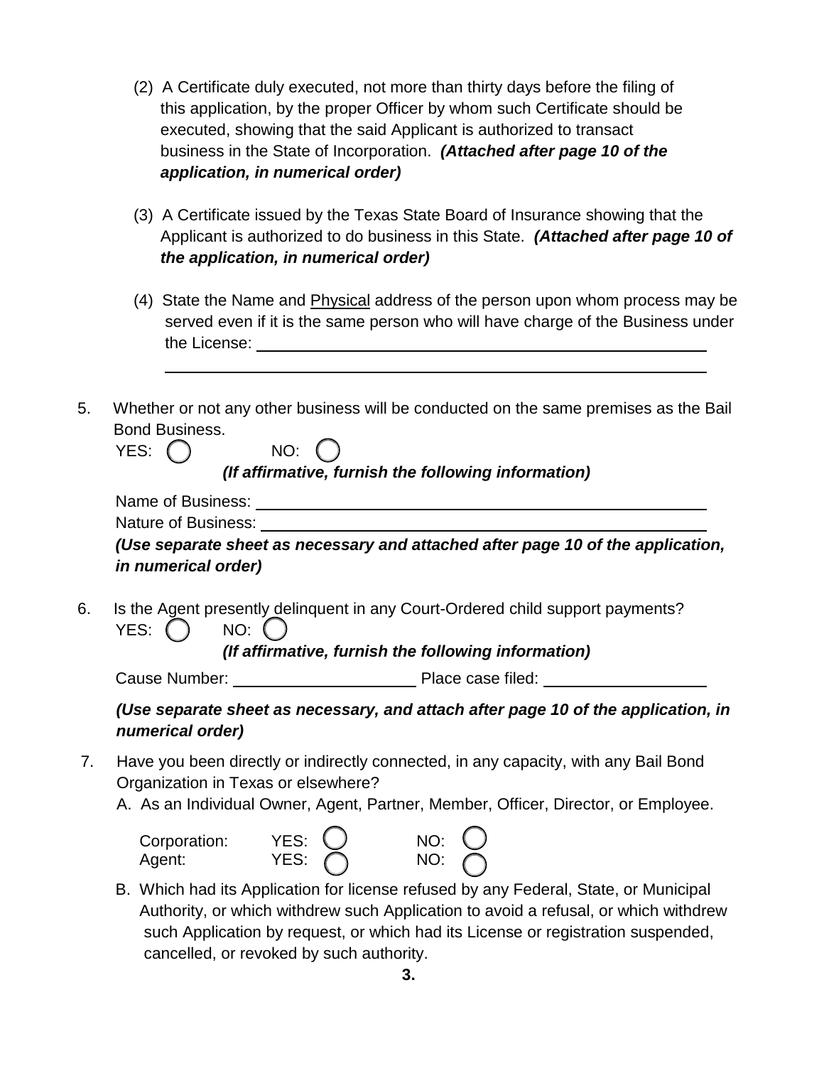(2) A Certificate duly executed, not more than thirty days before the filing of this application, by the proper Officer by whom such Certificate should be executed, showing that the said Applicant is authorized to transact business in the State of Incorporation. ***(Attached after page 10 of the application, in numerical order)***

(3) A Certificate issued by the Texas State Board of Insurance showing that the Applicant is authorized to do business in this State. ***(Attached after page 10 of the application, in numerical order)***

(4) State the Name and <u>Physical</u> address of the person upon whom process may be served even if it is the same person who will have charge of the Business under the License: ______________________________________________

______________________________________________

5. Whether or not any other business will be conducted on the same premises as the Bail Bond Business.

   YES: ◯ NO: ◯

   ***(If affirmative, furnish the following information)***

   Name of Business: ______________________________________________

   Nature of Business: ______________________________________________

   ***(Use separate sheet as necessary and attached after page 10 of the application, in numerical order)***

6. Is the Agent presently delinquent in any Court-Ordered child support payments?

   YES: ◯ NO: ◯

   ***(If affirmative, furnish the following information)***

   Cause Number: ____________________ Place case filed: ____________________

   ***(Use separate sheet as necessary, and attach after page 10 of the application, in numerical order)***

7. Have you been directly or indirectly connected, in any capacity, with any Bail Bond Organization in Texas or elsewhere?

   A. As an Individual Owner, Agent, Partner, Member, Officer, Director, or Employee.

   | | | |
   |---|---|---|
   | Corporation: | YES: ◯ | NO: ◯ |
   | Agent: | YES: ◯ | NO: ◯ |

   B. Which had its Application for license refused by any Federal, State, or Municipal Authority, or which withdrew such Application to avoid a refusal, or which withdrew such Application by request, or which had its License or registration suspended, cancelled, or revoked by such authority.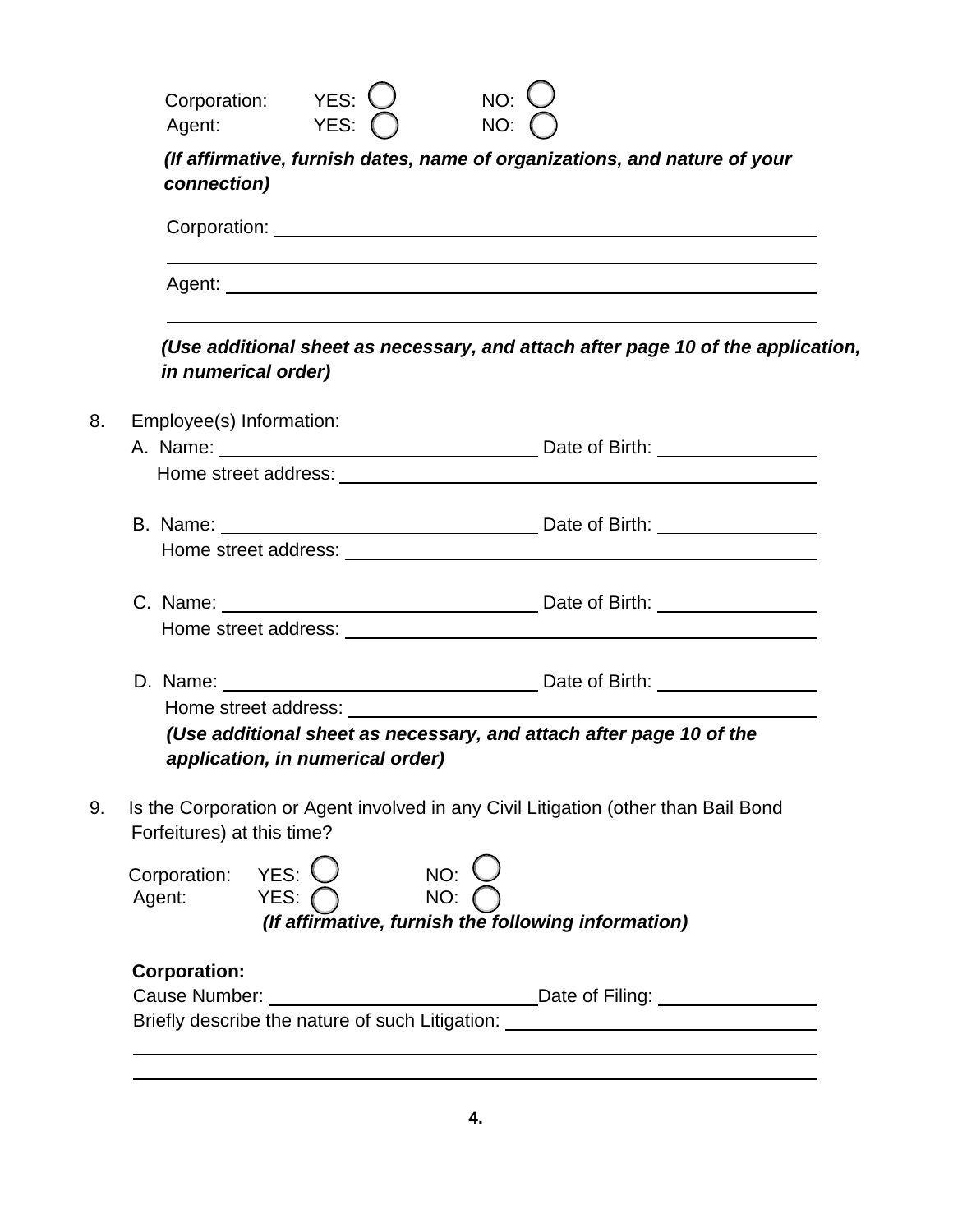Corporation: YES: ○ NO: ○
Agent: YES: ○ NO: ○

***(If affirmative, furnish dates, name of organizations, and nature of your connection)***

Corporation: ______________________________________________

______________________________________________

Agent: ______________________________________________

______________________________________________

***(Use additional sheet as necessary, and attach after page 10 of the application, in numerical order)***

8. Employee(s) Information:

   A. Name: ______________________ Date of Birth: ____________
      Home street address: ______________________________

   B. Name: ______________________ Date of Birth: ____________
      Home street address: ______________________________

   C. Name: ______________________ Date of Birth: ____________
      Home street address: ______________________________

   D. Name: ______________________ Date of Birth: ____________
      Home street address: ______________________________

   ***(Use additional sheet as necessary, and attach after page 10 of the application, in numerical order)***

9. Is the Corporation or Agent involved in any Civil Litigation (other than Bail Bond Forfeitures) at this time?

   Corporation: YES: ○ NO: ○
   Agent: YES: ○ NO: ○

   ***(If affirmative, furnish the following information)***

   **Corporation:**
   Cause Number: ______________________ Date of Filing: ____________
   Briefly describe the nature of such Litigation: ______________________

   ______________________________________________

   ______________________________________________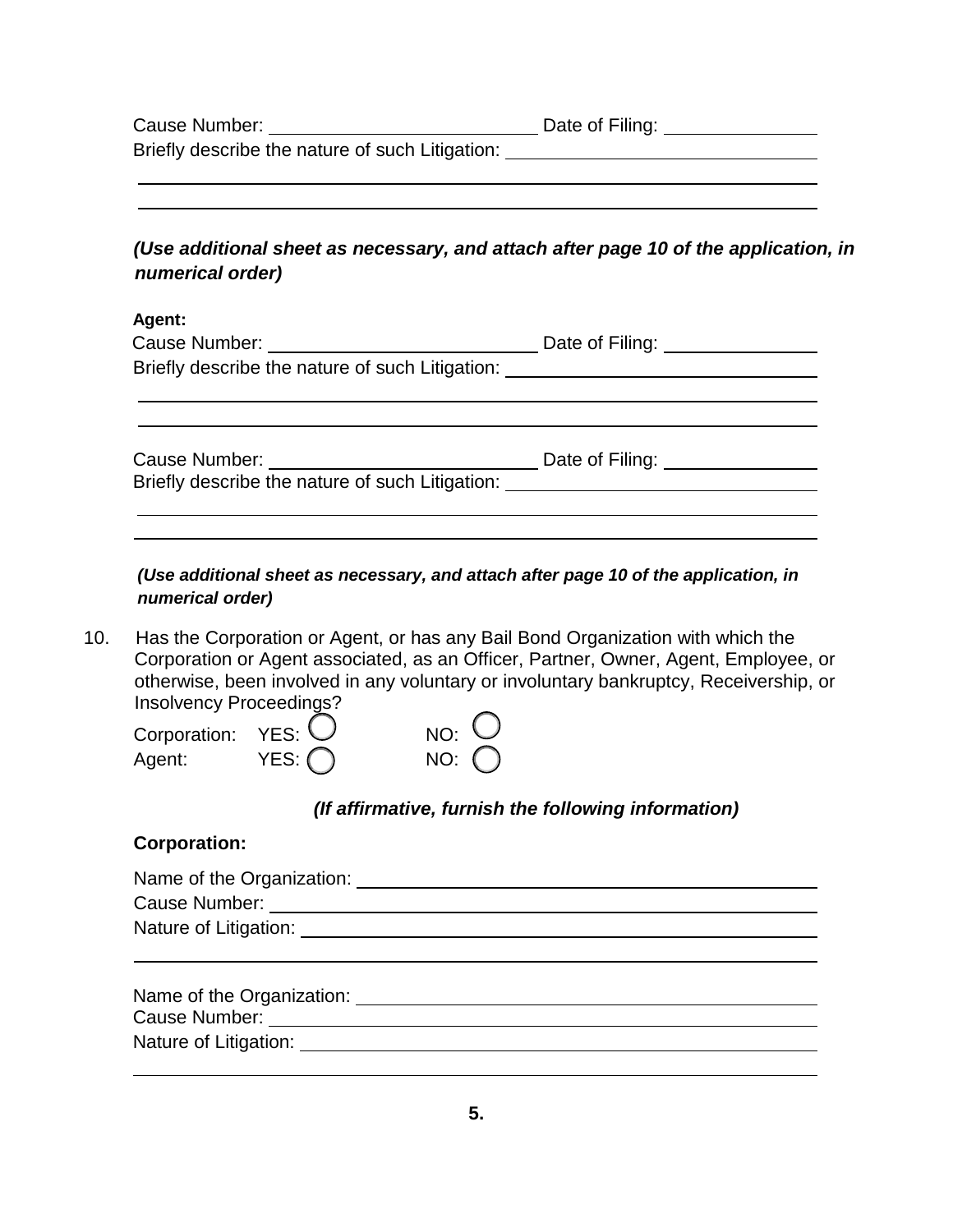Cause Number: ____________________ Date of Filing: ____________

Briefly describe the nature of such Litigation: ____________________

______________________________________________

______________________________________________

***(Use additional sheet as necessary, and attach after page 10 of the application, in numerical order)***

**Agent:**

Cause Number: ____________________ Date of Filing: ____________

Briefly describe the nature of such Litigation: ____________________

______________________________________________

______________________________________________

Cause Number: ____________________ Date of Filing: ____________

Briefly describe the nature of such Litigation: ____________________

______________________________________________

______________________________________________

***(Use additional sheet as necessary, and attach after page 10 of the application, in numerical order)***

10. Has the Corporation or Agent, or has any Bail Bond Organization with which the Corporation or Agent associated, as an Officer, Partner, Owner, Agent, Employee, or otherwise, been involved in any voluntary or involuntary bankruptcy, Receivership, or Insolvency Proceedings?

    Corporation: YES: ◯ NO: ◯

    Agent: YES: ◯ NO: ◯

***(If affirmative, furnish the following information)***

**Corporation:**

Name of the Organization: ____________________

Cause Number: ____________________

Nature of Litigation: ____________________

______________________________________________

Name of the Organization: ____________________

Cause Number: ____________________

Nature of Litigation: ____________________

______________________________________________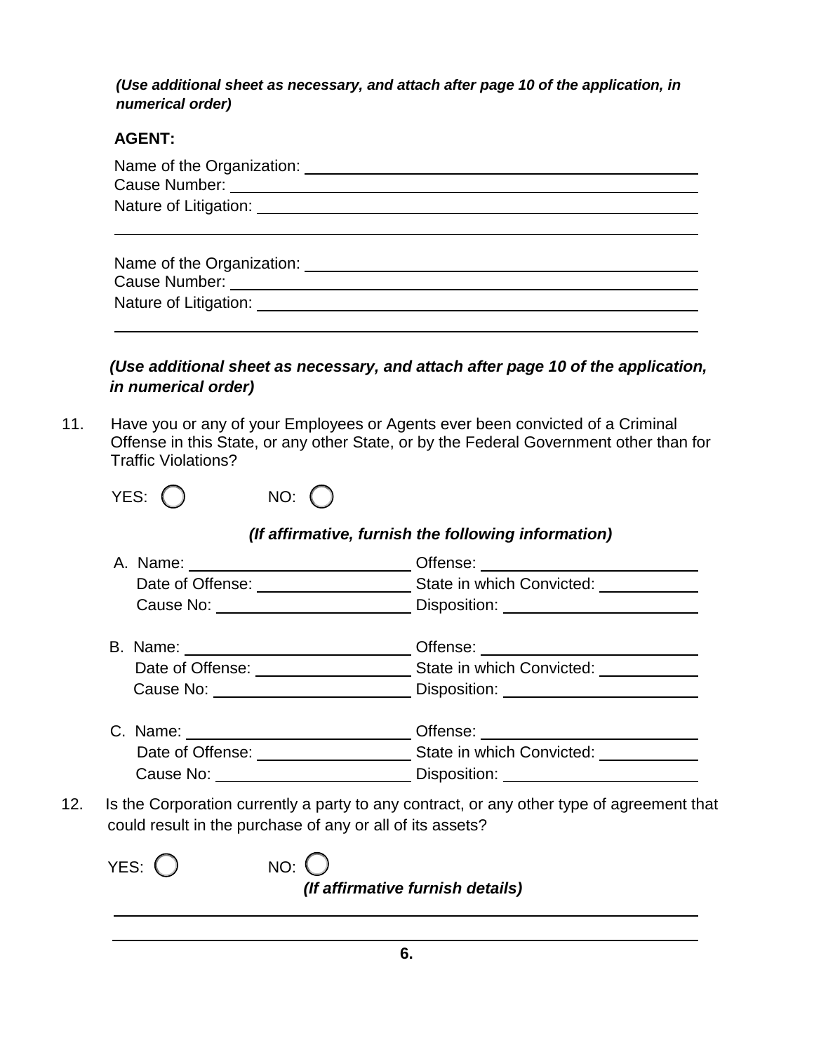***(Use additional sheet as necessary, and attach after page 10 of the application, in numerical order)***

**AGENT:**

Name of the Organization: ______________________________
Cause Number: ______________________________
Nature of Litigation: ______________________________
______________________________

Name of the Organization: ______________________________
Cause Number: ______________________________
Nature of Litigation: ______________________________
______________________________

***(Use additional sheet as necessary, and attach after page 10 of the application, in numerical order)***

11. Have you or any of your Employees or Agents ever been convicted of a Criminal Offense in this State, or any other State, or by the Federal Government other than for Traffic Violations?

    YES: ◯ NO: ◯

    ***(If affirmative, furnish the following information)***

    A. Name: ______________ Offense: ______________
       Date of Offense: ______________ State in which Convicted: ______________
       Cause No: ______________ Disposition: ______________

    B. Name: ______________ Offense: ______________
       Date of Offense: ______________ State in which Convicted: ______________
       Cause No: ______________ Disposition: ______________

    C. Name: ______________ Offense: ______________
       Date of Offense: ______________ State in which Convicted: ______________
       Cause No: ______________ Disposition: ______________

12. Is the Corporation currently a party to any contract, or any other type of agreement that could result in the purchase of any or all of its assets?

    YES: ◯ NO: ◯

    ***(If affirmative furnish details)***

    ______________________________
    ______________________________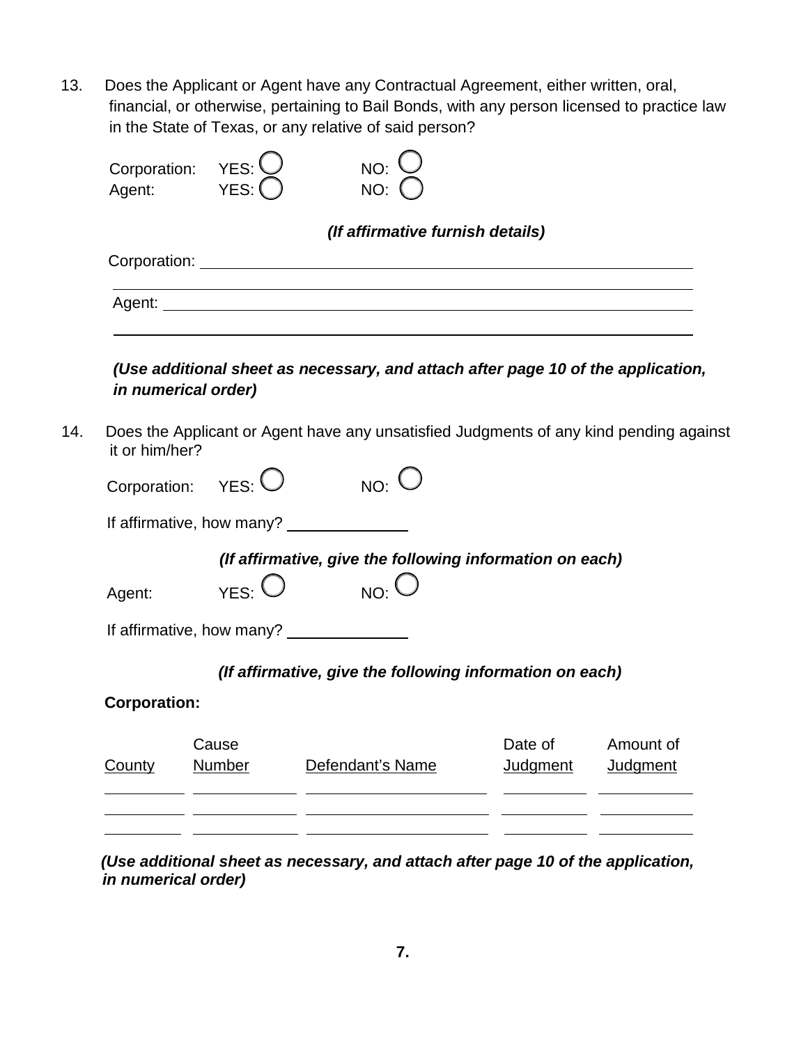13. Does the Applicant or Agent have any Contractual Agreement, either written, oral, financial, or otherwise, pertaining to Bail Bonds, with any person licensed to practice law in the State of Texas, or any relative of said person?

Corporation: YES: ◯ NO: ◯
Agent: YES: ◯ NO: ◯

***(If affirmative furnish details)***

Corporation: \_\_\_\_\_\_\_\_\_\_\_\_\_\_\_\_\_\_\_\_\_\_\_\_\_\_\_\_\_\_\_\_\_\_\_\_\_\_\_\_\_\_\_\_\_\_\_\_\_\_\_\_

\_\_\_\_\_\_\_\_\_\_\_\_\_\_\_\_\_\_\_\_\_\_\_\_\_\_\_\_\_\_\_\_\_\_\_\_\_\_\_\_\_\_\_\_\_\_\_\_\_\_\_\_\_\_\_\_\_\_\_\_\_\_

Agent: \_\_\_\_\_\_\_\_\_\_\_\_\_\_\_\_\_\_\_\_\_\_\_\_\_\_\_\_\_\_\_\_\_\_\_\_\_\_\_\_\_\_\_\_\_\_\_\_\_\_\_\_\_\_\_\_

\_\_\_\_\_\_\_\_\_\_\_\_\_\_\_\_\_\_\_\_\_\_\_\_\_\_\_\_\_\_\_\_\_\_\_\_\_\_\_\_\_\_\_\_\_\_\_\_\_\_\_\_\_\_\_\_\_\_\_\_\_\_

***(Use additional sheet as necessary, and attach after page 10 of the application, in numerical order)***

14. Does the Applicant or Agent have any unsatisfied Judgments of any kind pending against it or him/her?

Corporation: YES: ◯ NO: ◯

If affirmative, how many? \_\_\_\_\_\_\_\_\_\_\_\_

***(If affirmative, give the following information on each)***

Agent: YES: ◯ NO: ◯

If affirmative, how many? \_\_\_\_\_\_\_\_\_\_\_\_

***(If affirmative, give the following information on each)***

**Corporation:**

| County | Cause Number | Defendant's Name | Date of Judgment | Amount of Judgment |
|---|---|---|---|---|
| | | | | |
| | | | | |
| | | | | |

***(Use additional sheet as necessary, and attach after page 10 of the application, in numerical order)***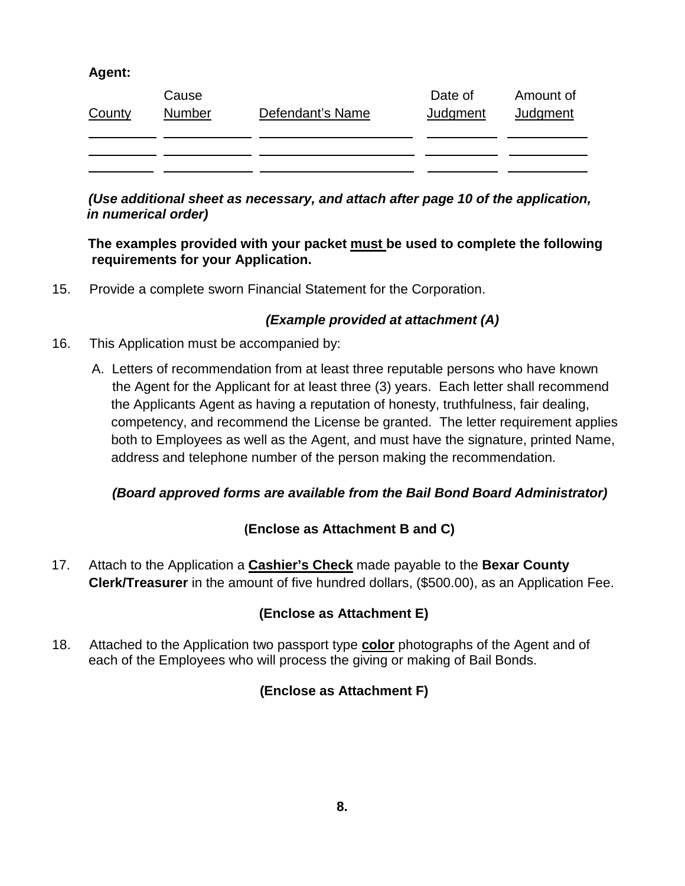**Agent:**

| County | Cause Number | Defendant's Name | Date of Judgment | Amount of Judgment |
|---|---|---|---|---|
| | | | | |
| | | | | |
| | | | | |

***(Use additional sheet as necessary, and attach after page 10 of the application, in numerical order)***

**The examples provided with your packet must be used to complete the following requirements for your Application.**

15. Provide a complete sworn Financial Statement for the Corporation.

***(Example provided at attachment (A)***

16. This Application must be accompanied by:

    A. Letters of recommendation from at least three reputable persons who have known the Agent for the Applicant for at least three (3) years. Each letter shall recommend the Applicants Agent as having a reputation of honesty, truthfulness, fair dealing, competency, and recommend the License be granted. The letter requirement applies both to Employees as well as the Agent, and must have the signature, printed Name, address and telephone number of the person making the recommendation.

***(Board approved forms are available from the Bail Bond Board Administrator)***

**(Enclose as Attachment B and C)**

17. Attach to the Application a **Cashier's Check** made payable to the **Bexar County Clerk/Treasurer** in the amount of five hundred dollars, ($500.00), as an Application Fee.

**(Enclose as Attachment E)**

18. Attached to the Application two passport type **color** photographs of the Agent and of each of the Employees who will process the giving or making of Bail Bonds.

**(Enclose as Attachment F)**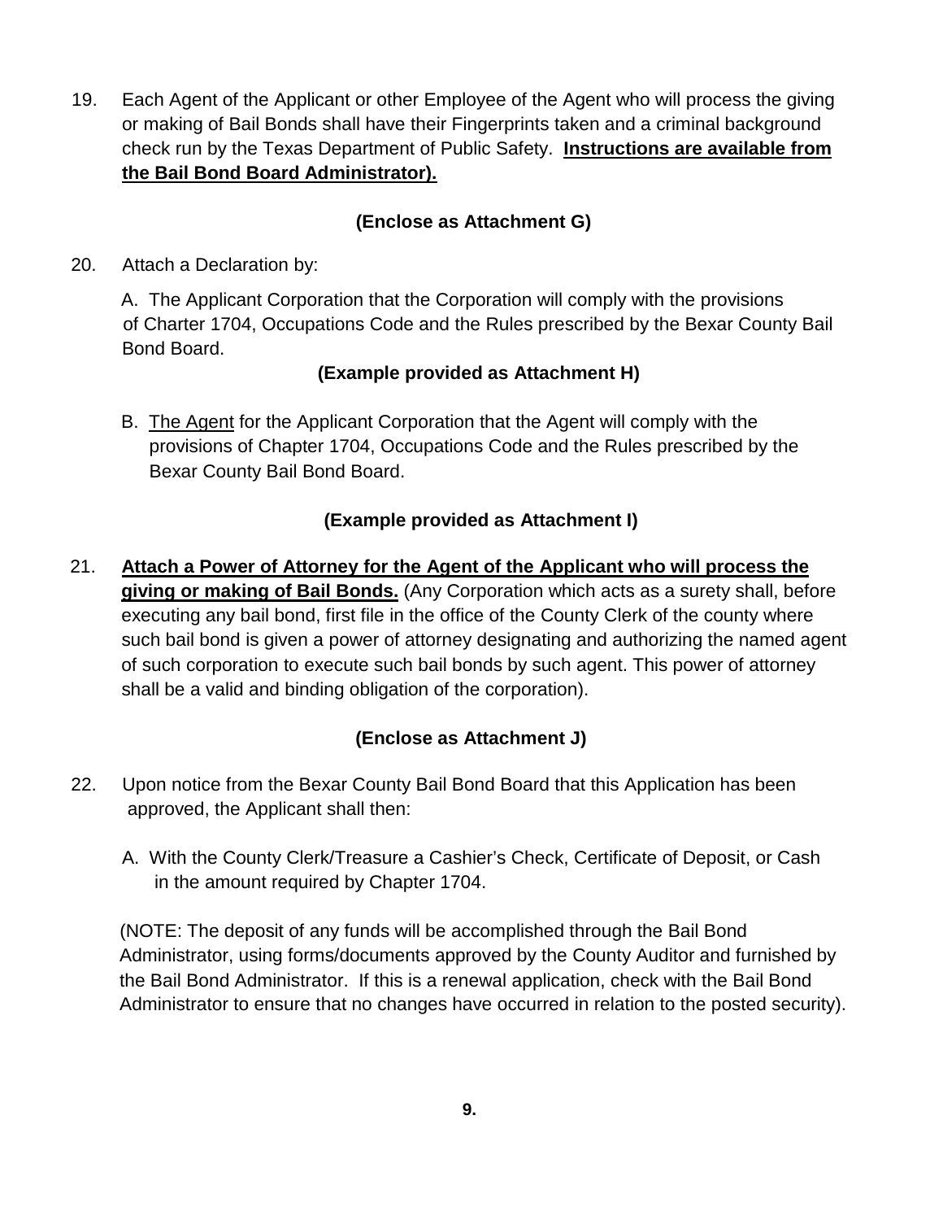19. Each Agent of the Applicant or other Employee of the Agent who will process the giving or making of Bail Bonds shall have their Fingerprints taken and a criminal background check run by the Texas Department of Public Safety. **Instructions are available from the Bail Bond Board Administrator).**

**(Enclose as Attachment G)**

20. Attach a Declaration by:

A. The Applicant Corporation that the Corporation will comply with the provisions of Charter 1704, Occupations Code and the Rules prescribed by the Bexar County Bail Bond Board.

**(Example provided as Attachment H)**

B. The Agent for the Applicant Corporation that the Agent will comply with the provisions of Chapter 1704, Occupations Code and the Rules prescribed by the Bexar County Bail Bond Board.

**(Example provided as Attachment I)**

21. **Attach a Power of Attorney for the Agent of the Applicant who will process the giving or making of Bail Bonds.** (Any Corporation which acts as a surety shall, before executing any bail bond, first file in the office of the County Clerk of the county where such bail bond is given a power of attorney designating and authorizing the named agent of such corporation to execute such bail bonds by such agent. This power of attorney shall be a valid and binding obligation of the corporation).

**(Enclose as Attachment J)**

22. Upon notice from the Bexar County Bail Bond Board that this Application has been approved, the Applicant shall then:

A. With the County Clerk/Treasure a Cashier's Check, Certificate of Deposit, or Cash in the amount required by Chapter 1704.

(NOTE: The deposit of any funds will be accomplished through the Bail Bond Administrator, using forms/documents approved by the County Auditor and furnished by the Bail Bond Administrator. If this is a renewal application, check with the Bail Bond Administrator to ensure that no changes have occurred in relation to the posted security).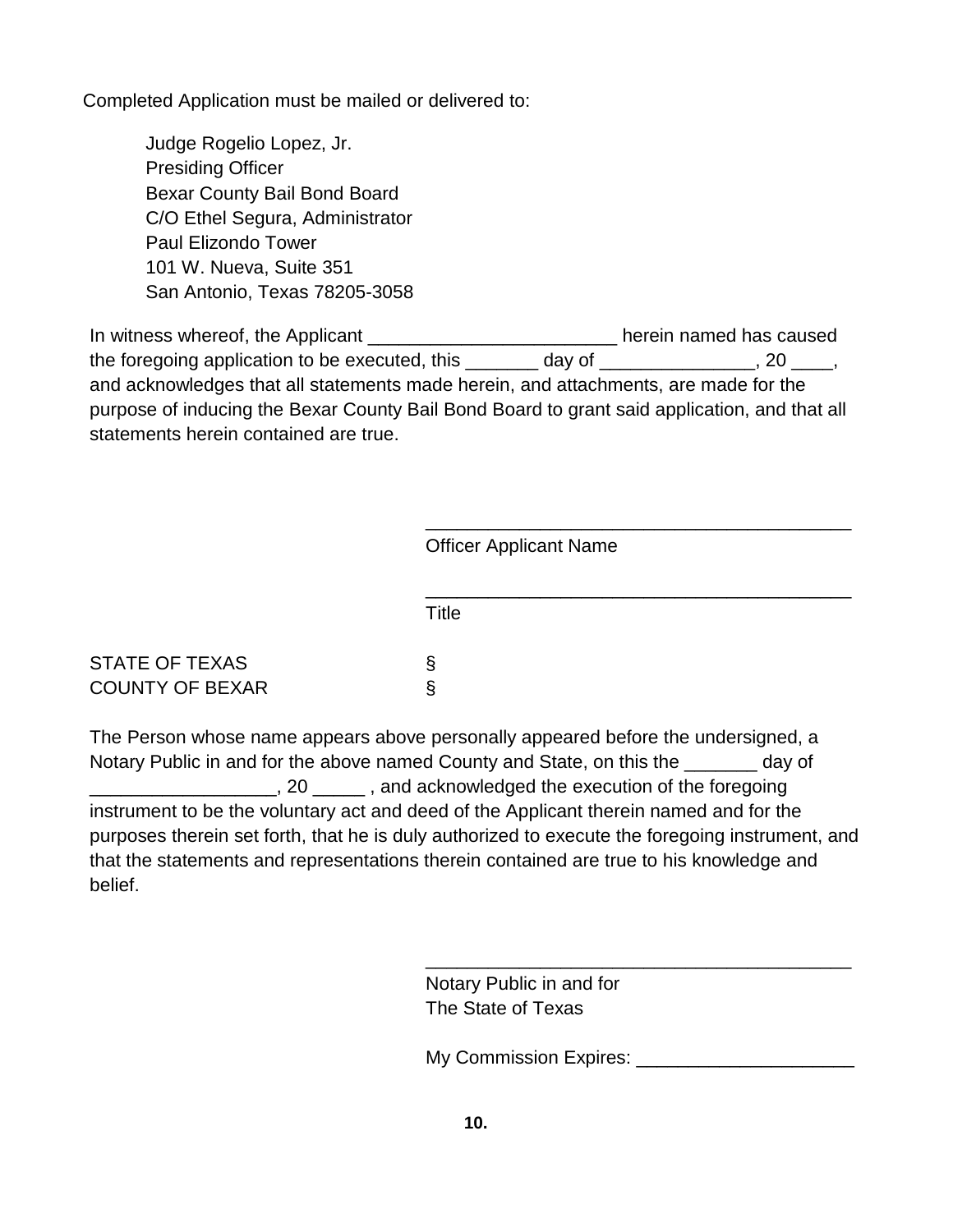Completed Application must be mailed or delivered to:

Judge Rogelio Lopez, Jr.
Presiding Officer
Bexar County Bail Bond Board
C/O Ethel Segura, Administrator
Paul Elizondo Tower
101 W. Nueva, Suite 351
San Antonio, Texas 78205-3058

In witness whereof, the Applicant ________________________ herein named has caused the foregoing application to be executed, this _______ day of _______________, 20 ____, and acknowledges that all statements made herein, and attachments, are made for the purpose of inducing the Bexar County Bail Bond Board to grant said application, and that all statements herein contained are true.

__________________________________________
Officer Applicant Name

__________________________________________
Title

STATE OF TEXAS §
COUNTY OF BEXAR §

The Person whose name appears above personally appeared before the undersigned, a Notary Public in and for the above named County and State, on this the _______ day of __________________, 20 _____ , and acknowledged the execution of the foregoing instrument to be the voluntary act and deed of the Applicant therein named and for the purposes therein set forth, that he is duly authorized to execute the foregoing instrument, and that the statements and representations therein contained are true to his knowledge and belief.

__________________________________________
Notary Public in and for
The State of Texas

My Commission Expires: _____________________